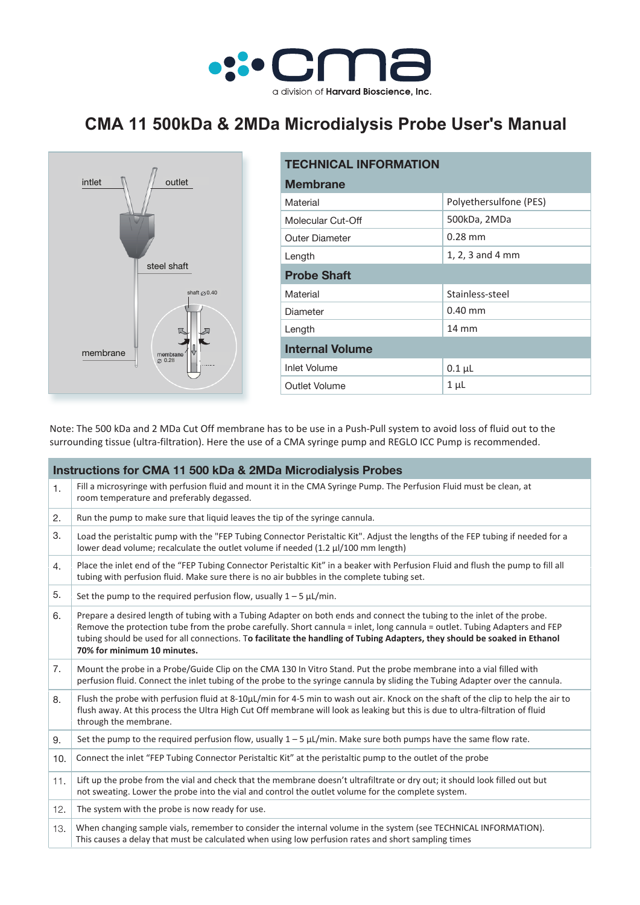cma

a division of **Harvard Bioscience, Inc.**

# CMA 11 500kDa & 2MDa Microdialysis Probe User's Manual

intlet

outlet

steel shaft

shaft ⌀0.40

membrane

membrane ⌀ 0.28

| TECHNICAL INFORMATION | |
|---|---|
| **Membrane** | |
| Material | Polyethersulfone (PES) |
| Molecular Cut-Off | 500kDa, 2MDa |
| Outer Diameter | 0.28 mm |
| Length | 1, 2, 3 and 4 mm |
| **Probe Shaft** | |
| Material | Stainless-steel |
| Diameter | 0.40 mm |
| Length | 14 mm |
| **Internal Volume** | |
| Inlet Volume | 0.1 µL |
| Outlet Volume | 1 µL |

Note: The 500 kDa and 2 MDa Cut Off membrane has to be use in a Push-Pull system to avoid loss of fluid out to the surrounding tissue (ultra-filtration). Here the use of a CMA syringe pump and REGLO ICC Pump is recommended.

| Instructions for CMA 11 500 kDa & 2MDa Microdialysis Probes | |
|---|---|
| 1. | Fill a microsyringe with perfusion fluid and mount it in the CMA Syringe Pump. The Perfusion Fluid must be clean, at room temperature and preferably degassed. |
| 2. | Run the pump to make sure that liquid leaves the tip of the syringe cannula. |
| 3. | Load the peristaltic pump with the "FEP Tubing Connector Peristaltic Kit". Adjust the lengths of the FEP tubing if needed for a lower dead volume; recalculate the outlet volume if needed (1.2 µl/100 mm length) |
| 4. | Place the inlet end of the "FEP Tubing Connector Peristaltic Kit" in a beaker with Perfusion Fluid and flush the pump to fill all tubing with perfusion fluid. Make sure there is no air bubbles in the complete tubing set. |
| 5. | Set the pump to the required perfusion flow, usually 1 – 5 µL/min. |
| 6. | Prepare a desired length of tubing with a Tubing Adapter on both ends and connect the tubing to the inlet of the probe. Remove the protection tube from the probe carefully. Short cannula = inlet, long cannula = outlet. Tubing Adapters and FEP tubing should be used for all connections. T**o facilitate the handling of Tubing Adapters, they should be soaked in Ethanol 70% for minimum 10 minutes.** |
| 7. | Mount the probe in a Probe/Guide Clip on the CMA 130 In Vitro Stand. Put the probe membrane into a vial filled with perfusion fluid. Connect the inlet tubing of the probe to the syringe cannula by sliding the Tubing Adapter over the cannula. |
| 8. | Flush the probe with perfusion fluid at 8-10µL/min for 4-5 min to wash out air. Knock on the shaft of the clip to help the air to flush away. At this process the Ultra High Cut Off membrane will look as leaking but this is due to ultra-filtration of fluid through the membrane. |
| 9. | Set the pump to the required perfusion flow, usually 1 – 5 µL/min. Make sure both pumps have the same flow rate. |
| 10. | Connect the inlet "FEP Tubing Connector Peristaltic Kit" at the peristaltic pump to the outlet of the probe |
| 11. | Lift up the probe from the vial and check that the membrane doesn't ultrafiltrate or dry out; it should look filled out but not sweating. Lower the probe into the vial and control the outlet volume for the complete system. |
| 12. | The system with the probe is now ready for use. |
| 13. | When changing sample vials, remember to consider the internal volume in the system (see TECHNICAL INFORMATION). This causes a delay that must be calculated when using low perfusion rates and short sampling times |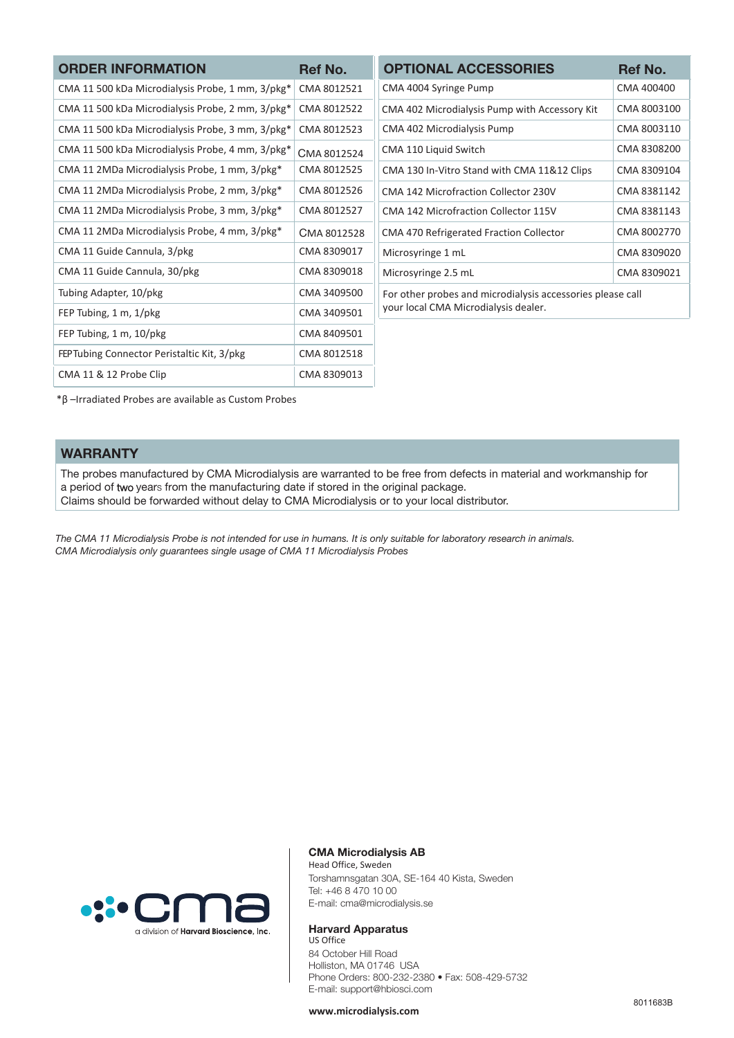| ORDER INFORMATION | Ref No. |
|---|---|
| CMA 11 500 kDa Microdialysis Probe, 1 mm, 3/pkg* | CMA 8012521 |
| CMA 11 500 kDa Microdialysis Probe, 2 mm, 3/pkg* | CMA 8012522 |
| CMA 11 500 kDa Microdialysis Probe, 3 mm, 3/pkg* | CMA 8012523 |
| CMA 11 500 kDa Microdialysis Probe, 4 mm, 3/pkg* | CMA 8012524 |
| CMA 11 2MDa Microdialysis Probe, 1 mm, 3/pkg* | CMA 8012525 |
| CMA 11 2MDa Microdialysis Probe, 2 mm, 3/pkg* | CMA 8012526 |
| CMA 11 2MDa Microdialysis Probe, 3 mm, 3/pkg* | CMA 8012527 |
| CMA 11 2MDa Microdialysis Probe, 4 mm, 3/pkg* | CMA 8012528 |
| CMA 11 Guide Cannula, 3/pkg | CMA 8309017 |
| CMA 11 Guide Cannula, 30/pkg | CMA 8309018 |
| Tubing Adapter, 10/pkg | CMA 3409500 |
| FEP Tubing, 1 m, 1/pkg | CMA 3409501 |
| FEP Tubing, 1 m, 10/pkg | CMA 8409501 |
| FEP Tubing Connector Peristaltic Kit, 3/pkg | CMA 8012518 |
| CMA 11 & 12 Probe Clip | CMA 8309013 |

*β –Irradiated Probes are available as Custom Probes

| OPTIONAL ACCESSORIES | Ref No. |
|---|---|
| CMA 4004 Syringe Pump | CMA 400400 |
| CMA 402 Microdialysis Pump with Accessory Kit | CMA 8003100 |
| CMA 402 Microdialysis Pump | CMA 8003110 |
| CMA 110 Liquid Switch | CMA 8308200 |
| CMA 130 In-Vitro Stand with CMA 11&12 Clips | CMA 8309104 |
| CMA 142 Microfraction Collector 230V | CMA 8381142 |
| CMA 142 Microfraction Collector 115V | CMA 8381143 |
| CMA 470 Refrigerated Fraction Collector | CMA 8002770 |
| Microsyringe 1 mL | CMA 8309020 |
| Microsyringe 2.5 mL | CMA 8309021 |
| For other probes and microdialysis accessories please call your local CMA Microdialysis dealer. | |

## WARRANTY

The probes manufactured by CMA Microdialysis are warranted to be free from defects in material and workmanship for a period of two years from the manufacturing date if stored in the original package.
Claims should be forwarded without delay to CMA Microdialysis or to your local distributor.

*The CMA 11 Microdialysis Probe is not intended for use in humans. It is only suitable for laboratory research in animals.*
*CMA Microdialysis only guarantees single usage of CMA 11 Microdialysis Probes*

cma – a division of Harvard Bioscience, Inc.

**CMA Microdialysis AB**
Head Office, Sweden
Torshamnsgatan 30A, SE-164 40 Kista, Sweden
Tel: +46 8 470 10 00
E-mail: cma@microdialysis.se

**Harvard Apparatus**
US Office
84 October Hill Road
Holliston, MA 01746 USA
Phone Orders: 800-232-2380 • Fax: 508-429-5732
E-mail: support@hbiosci.com

**www.microdialysis.com**

8011683B